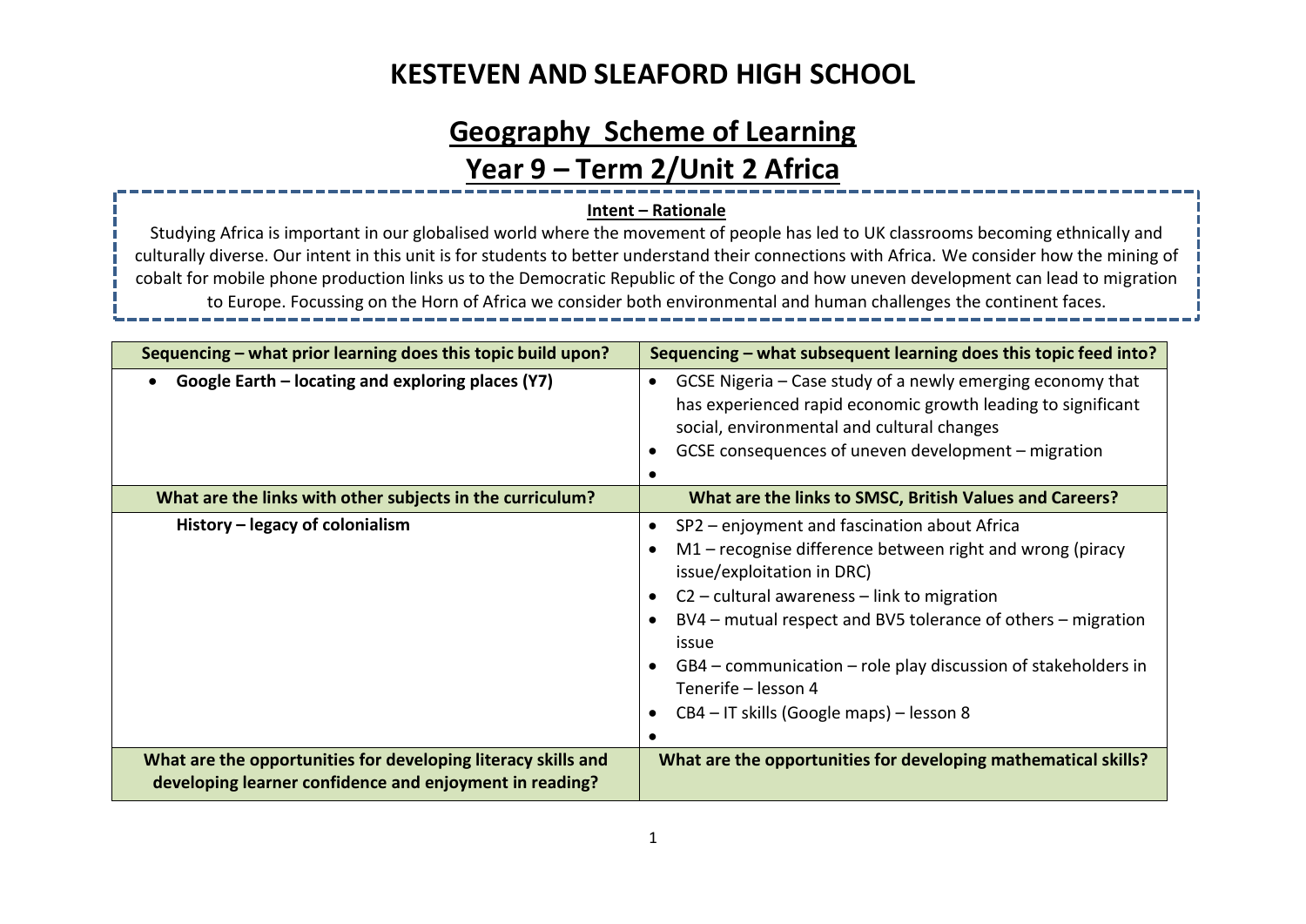# KESTEVEN AND SLEAFORD HIGH SCHOOL

## Geography Scheme of Learning

## Year 9 – Term 2/Unit 2 Africa

**Intent – Rationale**

Studying Africa is important in our globalised world where the movement of people has led to UK classrooms becoming ethnically and culturally diverse. Our intent in this unit is for students to better understand their connections with Africa. We consider how the mining of cobalt for mobile phone production links us to the Democratic Republic of the Congo and how uneven development can lead to migration to Europe. Focussing on the Horn of Africa we consider both environmental and human challenges the continent faces.

| Sequencing – what prior learning does this topic build upon? | Sequencing – what subsequent learning does this topic feed into? |
|---|---|
| • **Google Earth – locating and exploring places (Y7)** | • GCSE Nigeria – Case study of a newly emerging economy that has experienced rapid economic growth leading to significant social, environmental and cultural changes<br>• GCSE consequences of uneven development – migration<br>• |
| **What are the links with other subjects in the curriculum?** | **What are the links to SMSC, British Values and Careers?** |
| **History – legacy of colonialism** | • SP2 – enjoyment and fascination about Africa<br>• M1 – recognise difference between right and wrong (piracy issue/exploitation in DRC)<br>• C2 – cultural awareness – link to migration<br>• BV4 – mutual respect and BV5 tolerance of others – migration issue<br>• GB4 – communication – role play discussion of stakeholders in Tenerife – lesson 4<br>• CB4 – IT skills (Google maps) – lesson 8<br>• |
| **What are the opportunities for developing literacy skills and developing learner confidence and enjoyment in reading?** | **What are the opportunities for developing mathematical skills?** |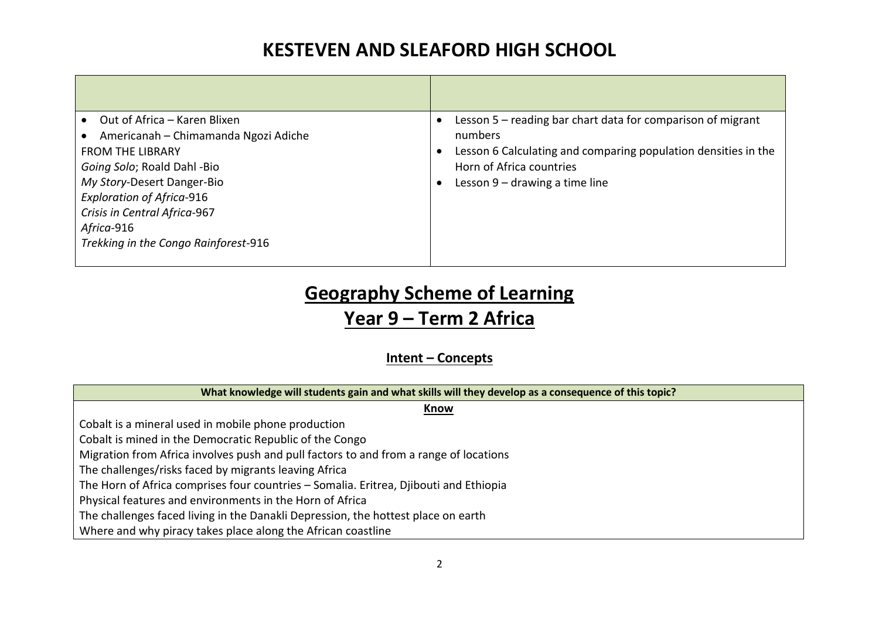# KESTEVEN AND SLEAFORD HIGH SCHOOL

| | |
|---|---|
| • Out of Africa – Karen Blixen<br>• Americanah – Chimamanda Ngozi Adiche<br>FROM THE LIBRARY<br>*Going Solo*; Roald Dahl -Bio<br>*My Story*-Desert Danger-Bio<br>*Exploration of Africa*-916<br>*Crisis in Central Africa*-967<br>*Africa*-916<br>*Trekking in the Congo Rainforest*-916 | • Lesson 5 – reading bar chart data for comparison of migrant numbers<br>• Lesson 6 Calculating and comparing population densities in the Horn of Africa countries<br>• Lesson 9 – drawing a time line |

## Geography Scheme of Learning
## Year 9 – Term 2 Africa

### Intent – Concepts

| What knowledge will students gain and what skills will they develop as a consequence of this topic? |
|---|
| **Know** |
| Cobalt is a mineral used in mobile phone production |
| Cobalt is mined in the Democratic Republic of the Congo |
| Migration from Africa involves push and pull factors to and from a range of locations |
| The challenges/risks faced by migrants leaving Africa |
| The Horn of Africa comprises four countries – Somalia. Eritrea, Djibouti and Ethiopia |
| Physical features and environments in the Horn of Africa |
| The challenges faced living in the Danakli Depression, the hottest place on earth |
| Where and why piracy takes place along the African coastline |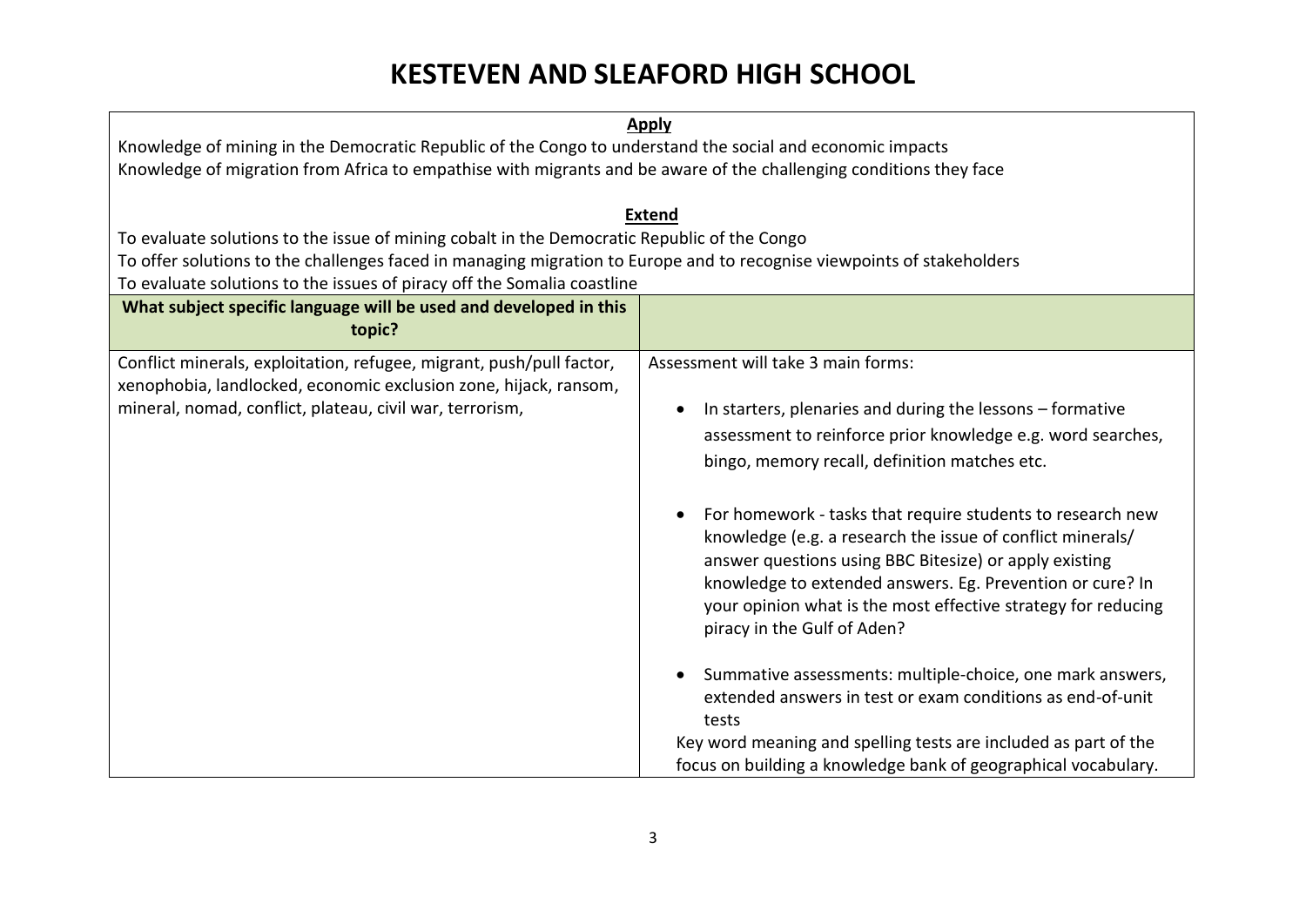# KESTEVEN AND SLEAFORD HIGH SCHOOL

**Apply**

Knowledge of mining in the Democratic Republic of the Congo to understand the social and economic impacts

Knowledge of migration from Africa to empathise with migrants and be aware of the challenging conditions they face

**Extend**

To evaluate solutions to the issue of mining cobalt in the Democratic Republic of the Congo

To offer solutions to the challenges faced in managing migration to Europe and to recognise viewpoints of stakeholders

To evaluate solutions to the issues of piracy off the Somalia coastline

| What subject specific language will be used and developed in this topic? | |
|---|---|
| Conflict minerals, exploitation, refugee, migrant, push/pull factor, xenophobia, landlocked, economic exclusion zone, hijack, ransom, mineral, nomad, conflict, plateau, civil war, terrorism, | Assessment will take 3 main forms:<br><br>• In starters, plenaries and during the lessons – formative assessment to reinforce prior knowledge e.g. word searches, bingo, memory recall, definition matches etc.<br><br>• For homework - tasks that require students to research new knowledge (e.g. a research the issue of conflict minerals/ answer questions using BBC Bitesize) or apply existing knowledge to extended answers. Eg. Prevention or cure? In your opinion what is the most effective strategy for reducing piracy in the Gulf of Aden?<br><br>• Summative assessments: multiple-choice, one mark answers, extended answers in test or exam conditions as end-of-unit tests<br><br>Key word meaning and spelling tests are included as part of the focus on building a knowledge bank of geographical vocabulary. |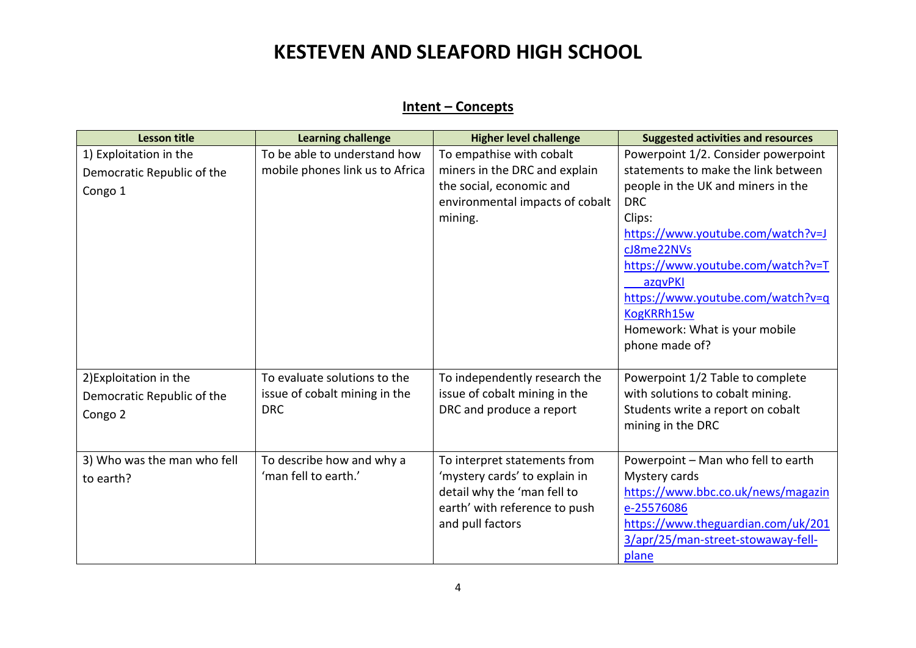# KESTEVEN AND SLEAFORD HIGH SCHOOL

## Intent – Concepts

| Lesson title | Learning challenge | Higher level challenge | Suggested activities and resources |
|---|---|---|---|
| 1) Exploitation in the Democratic Republic of the Congo 1 | To be able to understand how mobile phones link us to Africa | To empathise with cobalt miners in the DRC and explain the social, economic and environmental impacts of cobalt mining. | Powerpoint 1/2. Consider powerpoint statements to make the link between people in the UK and miners in the DRC<br>Clips:<br>https://www.youtube.com/watch?v=JcJ8me22NVs<br>https://www.youtube.com/watch?v=T___azqvPKI<br>https://www.youtube.com/watch?v=qKogKRRh15w<br>Homework: What is your mobile phone made of? |
| 2)Exploitation in the Democratic Republic of the Congo 2 | To evaluate solutions to the issue of cobalt mining in the DRC | To independently research the issue of cobalt mining in the DRC and produce a report | Powerpoint 1/2 Table to complete with solutions to cobalt mining. Students write a report on cobalt mining in the DRC |
| 3) Who was the man who fell to earth? | To describe how and why a 'man fell to earth.' | To interpret statements from 'mystery cards' to explain in detail why the 'man fell to earth' with reference to push and pull factors | Powerpoint – Man who fell to earth<br>Mystery cards<br>https://www.bbc.co.uk/news/magazine-25576086<br>https://www.theguardian.com/uk/2013/apr/25/man-street-stowaway-fell-plane |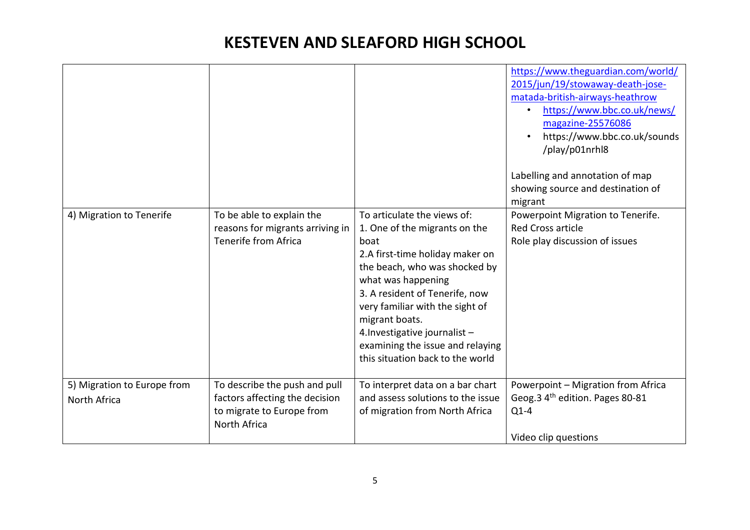# KESTEVEN AND SLEAFORD HIGH SCHOOL

| | | | |
|---|---|---|---|
| | | | https://www.theguardian.com/world/2015/jun/19/stowaway-death-jose-matada-british-airways-heathrow<br>• https://www.bbc.co.uk/news/magazine-25576086<br>• https://www.bbc.co.uk/sounds/play/p01nrhl8<br><br>Labelling and annotation of map showing source and destination of migrant |
| 4) Migration to Tenerife | To be able to explain the reasons for migrants arriving in Tenerife from Africa | To articulate the views of:<br>1. One of the migrants on the boat<br>2.A first-time holiday maker on the beach, who was shocked by what was happening<br>3. A resident of Tenerife, now very familiar with the sight of migrant boats.<br>4.Investigative journalist – examining the issue and relaying this situation back to the world | Powerpoint Migration to Tenerife.<br>Red Cross article<br>Role play discussion of issues |
| 5) Migration to Europe from North Africa | To describe the push and pull factors affecting the decision to migrate to Europe from North Africa | To interpret data on a bar chart and assess solutions to the issue of migration from North Africa | Powerpoint – Migration from Africa<br>Geog.3 4th edition. Pages 80-81<br>Q1-4<br><br>Video clip questions |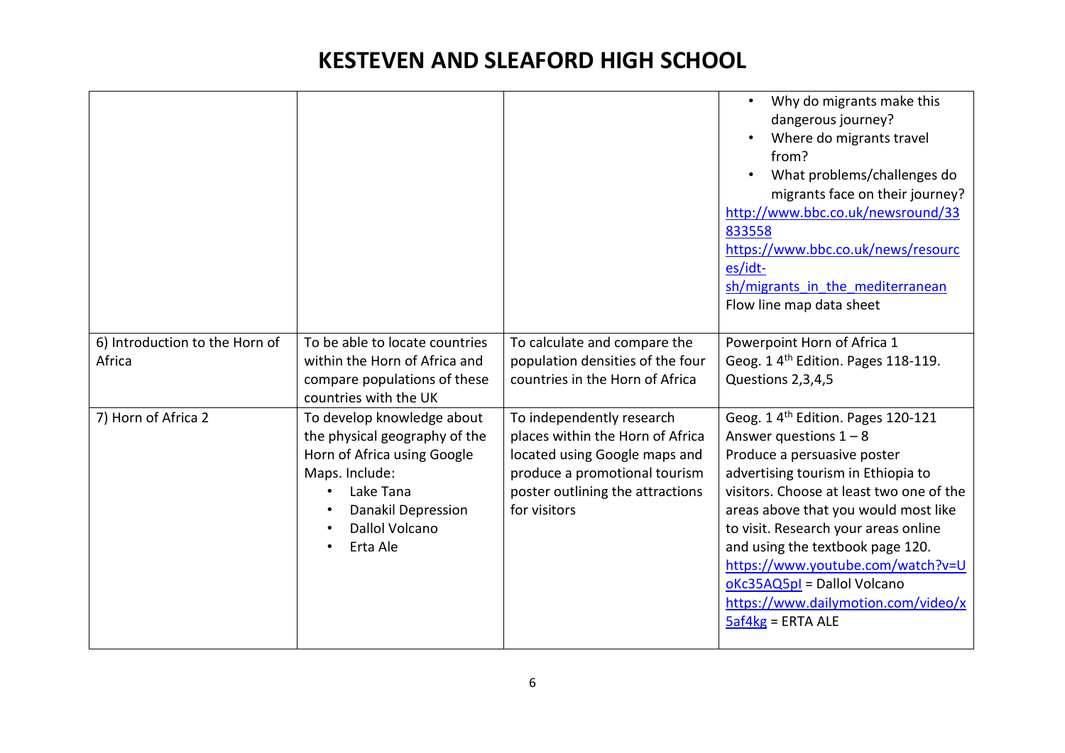# KESTEVEN AND SLEAFORD HIGH SCHOOL

| | | | |
|---|---|---|---|
| | | | • Why do migrants make this dangerous journey?<br>• Where do migrants travel from?<br>• What problems/challenges do migrants face on their journey?<br>http://www.bbc.co.uk/newsround/33833558<br>https://www.bbc.co.uk/news/resources/idt-sh/migrants_in_the_mediterranean<br>Flow line map data sheet |
| 6) Introduction to the Horn of Africa | To be able to locate countries within the Horn of Africa and compare populations of these countries with the UK | To calculate and compare the population densities of the four countries in the Horn of Africa | Powerpoint Horn of Africa 1<br>Geog. 1 4th Edition. Pages 118-119. Questions 2,3,4,5 |
| 7) Horn of Africa 2 | To develop knowledge about the physical geography of the Horn of Africa using Google Maps. Include:<br>• Lake Tana<br>• Danakil Depression<br>• Dallol Volcano<br>• Erta Ale | To independently research places within the Horn of Africa located using Google maps and produce a promotional tourism poster outlining the attractions for visitors | Geog. 1 4th Edition. Pages 120-121<br>Answer questions 1 – 8<br>Produce a persuasive poster advertising tourism in Ethiopia to visitors. Choose at least two one of the areas above that you would most like to visit. Research your areas online and using the textbook page 120.<br>https://www.youtube.com/watch?v=UoKc35AQ5pI = Dallol Volcano<br>https://www.dailymotion.com/video/x5af4kg = ERTA ALE |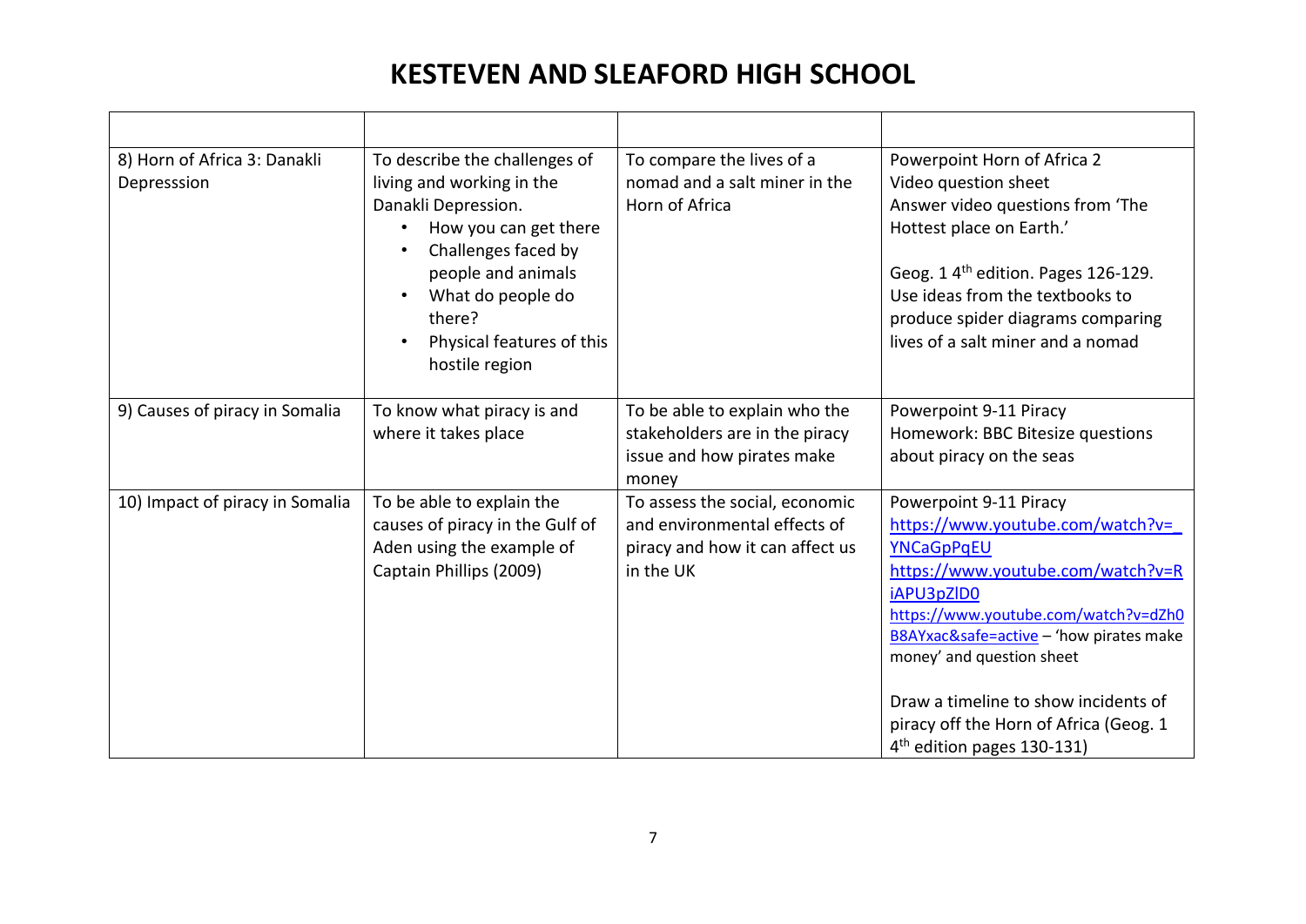# KESTEVEN AND SLEAFORD HIGH SCHOOL

| | | | |
|---|---|---|---|
| 8) Horn of Africa 3: Danakli Depresssion | To describe the challenges of living and working in the Danakli Depression.<br>• How you can get there<br>• Challenges faced by people and animals<br>• What do people do there?<br>• Physical features of this hostile region | To compare the lives of a nomad and a salt miner in the Horn of Africa | Powerpoint Horn of Africa 2<br>Video question sheet<br>Answer video questions from 'The Hottest place on Earth.'<br><br>Geog. 1 4th edition. Pages 126-129. Use ideas from the textbooks to produce spider diagrams comparing lives of a salt miner and a nomad |
| 9) Causes of piracy in Somalia | To know what piracy is and where it takes place | To be able to explain who the stakeholders are in the piracy issue and how pirates make money | Powerpoint 9-11 Piracy<br>Homework: BBC Bitesize questions about piracy on the seas |
| 10) Impact of piracy in Somalia | To be able to explain the causes of piracy in the Gulf of Aden using the example of Captain Phillips (2009) | To assess the social, economic and environmental effects of piracy and how it can affect us in the UK | Powerpoint 9-11 Piracy<br>https://www.youtube.com/watch?v=_YNCaGpPqEU<br>https://www.youtube.com/watch?v=RiAPU3pZlD0<br>https://www.youtube.com/watch?v=dZh0B8AYxac&safe=active – 'how pirates make money' and question sheet<br><br>Draw a timeline to show incidents of piracy off the Horn of Africa (Geog. 1 4th edition pages 130-131) |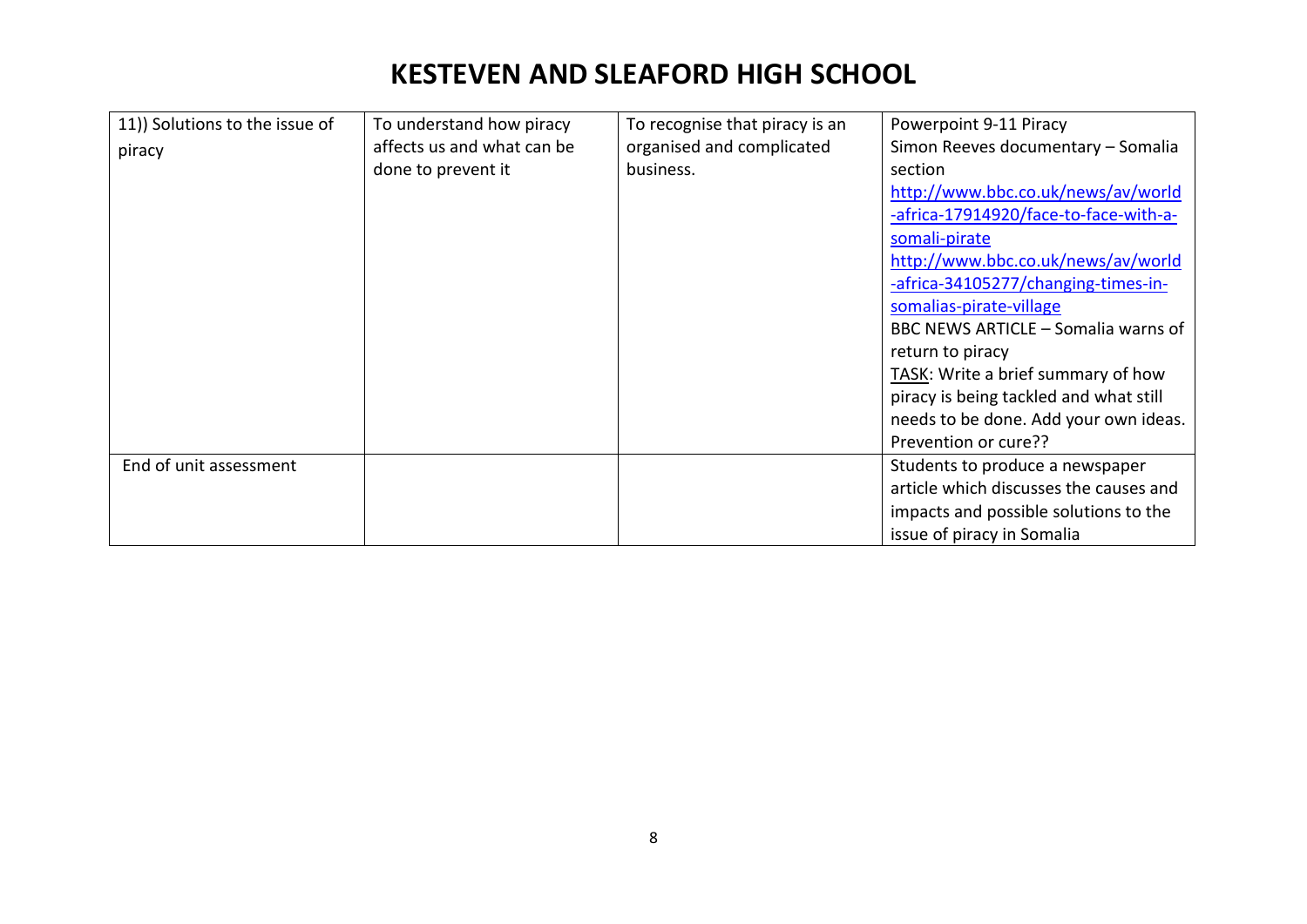# KESTEVEN AND SLEAFORD HIGH SCHOOL

| | | | |
|---|---|---|---|
| 11)) Solutions to the issue of piracy | To understand how piracy affects us and what can be done to prevent it | To recognise that piracy is an organised and complicated business. | Powerpoint 9-11 Piracy<br>Simon Reeves documentary – Somalia section<br>http://www.bbc.co.uk/news/av/world-africa-17914920/face-to-face-with-a-somali-pirate<br>http://www.bbc.co.uk/news/av/world-africa-34105277/changing-times-in-somalias-pirate-village<br>BBC NEWS ARTICLE – Somalia warns of return to piracy<br>TASK: Write a brief summary of how piracy is being tackled and what still needs to be done. Add your own ideas. Prevention or cure?? |
| End of unit assessment | | | Students to produce a newspaper article which discusses the causes and impacts and possible solutions to the issue of piracy in Somalia |